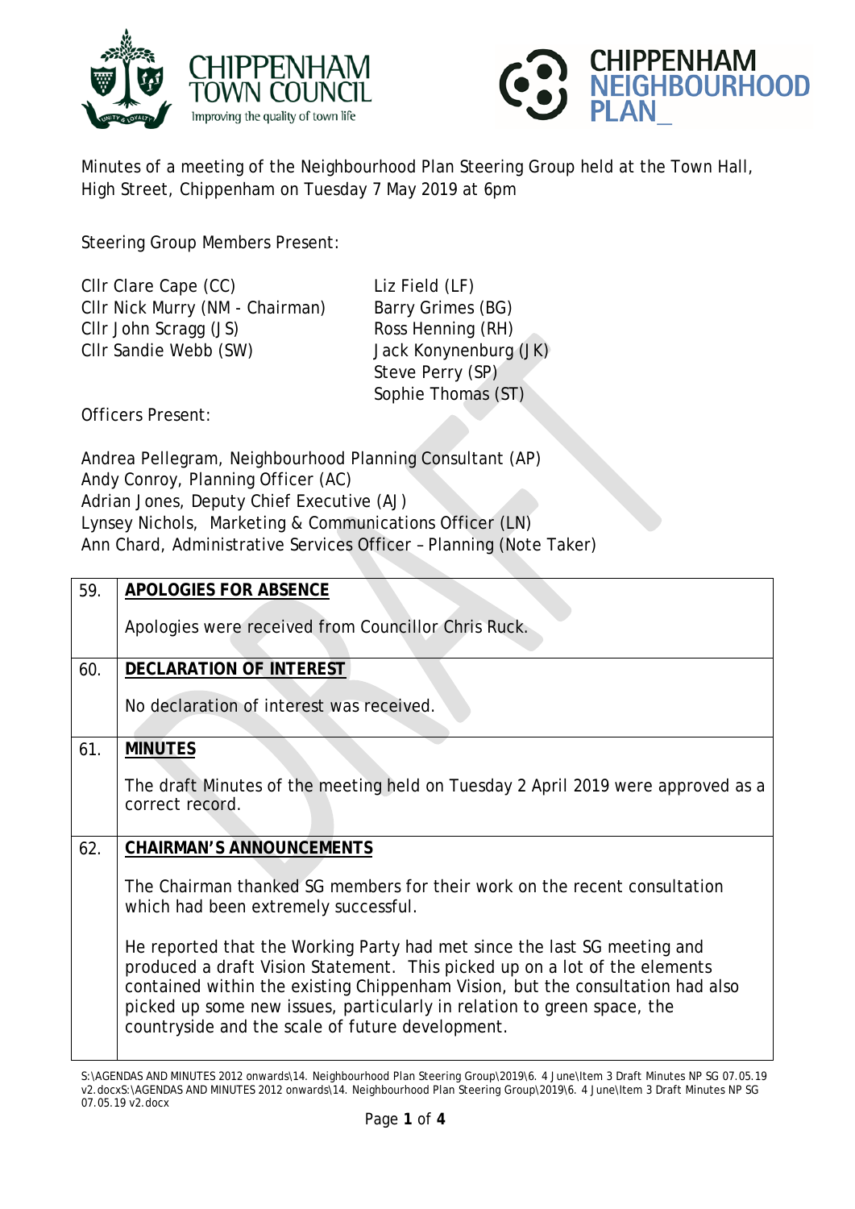Minutes of a meeting of the Neighbourhood Plan Steering Group held at the Town Hall, High Street, Chippenham on Tuesday 7 May 2019 at 6pm

Steering Group Members Present:

Cllr Clare Cape (CC)
Cllr Nick Murry (NM - Chairman)
Cllr John Scragg (JS)
Cllr Sandie Webb (SW)
Liz Field (LF)
Barry Grimes (BG)
Ross Henning (RH)
Jack Konynenburg (JK)
Steve Perry (SP)
Sophie Thomas (ST)

Officers Present:

Andrea Pellegram, Neighbourhood Planning Consultant (AP)
Andy Conroy, Planning Officer (AC)
Adrian Jones, Deputy Chief Executive (AJ)
Lynsey Nichols, Marketing & Communications Officer (LN)
Ann Chard, Administrative Services Officer – Planning (Note Taker)

| | |
|---|---|
| 59. | **APOLOGIES FOR ABSENCE**<br><br>Apologies were received from Councillor Chris Ruck. |
| 60. | **DECLARATION OF INTEREST**<br><br>No declaration of interest was received. |
| 61. | **MINUTES**<br><br>The draft Minutes of the meeting held on Tuesday 2 April 2019 were approved as a correct record. |
| 62. | **CHAIRMAN'S ANNOUNCEMENTS**<br><br>The Chairman thanked SG members for their work on the recent consultation which had been extremely successful.<br><br>He reported that the Working Party had met since the last SG meeting and produced a draft Vision Statement. This picked up on a lot of the elements contained within the existing Chippenham Vision, but the consultation had also picked up some new issues, particularly in relation to green space, the countryside and the scale of future development. |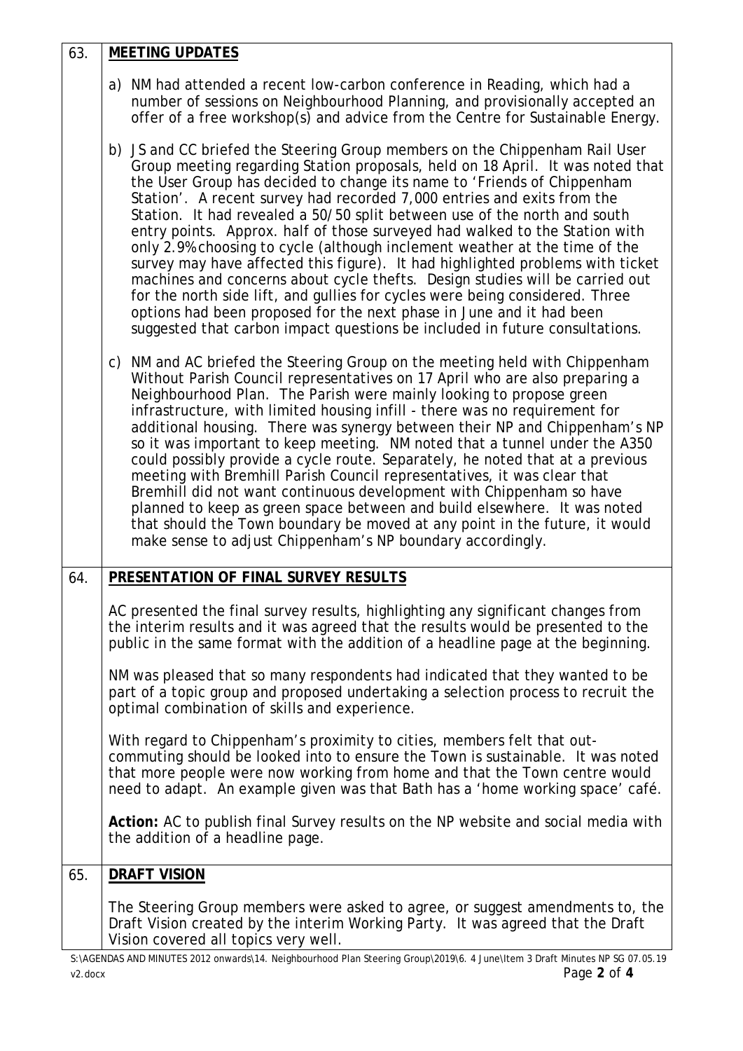## 63. MEETING UPDATES

a) NM had attended a recent low-carbon conference in Reading, which had a number of sessions on Neighbourhood Planning, and provisionally accepted an offer of a free workshop(s) and advice from the Centre for Sustainable Energy.

b) JS and CC briefed the Steering Group members on the Chippenham Rail User Group meeting regarding Station proposals, held on 18 April. It was noted that the User Group has decided to change its name to 'Friends of Chippenham Station'. A recent survey had recorded 7,000 entries and exits from the Station. It had revealed a 50/50 split between use of the north and south entry points. Approx. half of those surveyed had walked to the Station with only 2.9% choosing to cycle (although inclement weather at the time of the survey may have affected this figure). It had highlighted problems with ticket machines and concerns about cycle thefts. Design studies will be carried out for the north side lift, and gullies for cycles were being considered. Three options had been proposed for the next phase in June and it had been suggested that carbon impact questions be included in future consultations.

c) NM and AC briefed the Steering Group on the meeting held with Chippenham Without Parish Council representatives on 17 April who are also preparing a Neighbourhood Plan. The Parish were mainly looking to propose green infrastructure, with limited housing infill - there was no requirement for additional housing. There was synergy between their NP and Chippenham's NP so it was important to keep meeting. NM noted that a tunnel under the A350 could possibly provide a cycle route. Separately, he noted that at a previous meeting with Bremhill Parish Council representatives, it was clear that Bremhill did not want continuous development with Chippenham so have planned to keep as green space between and build elsewhere. It was noted that should the Town boundary be moved at any point in the future, it would make sense to adjust Chippenham's NP boundary accordingly.

## 64. PRESENTATION OF FINAL SURVEY RESULTS

AC presented the final survey results, highlighting any significant changes from the interim results and it was agreed that the results would be presented to the public in the same format with the addition of a headline page at the beginning.

NM was pleased that so many respondents had indicated that they wanted to be part of a topic group and proposed undertaking a selection process to recruit the optimal combination of skills and experience.

With regard to Chippenham's proximity to cities, members felt that out-commuting should be looked into to ensure the Town is sustainable. It was noted that more people were now working from home and that the Town centre would need to adapt. An example given was that Bath has a 'home working space' café.

**Action:** AC to publish final Survey results on the NP website and social media with the addition of a headline page.

## 65. DRAFT VISION

The Steering Group members were asked to agree, or suggest amendments to, the Draft Vision created by the interim Working Party. It was agreed that the Draft Vision covered all topics very well.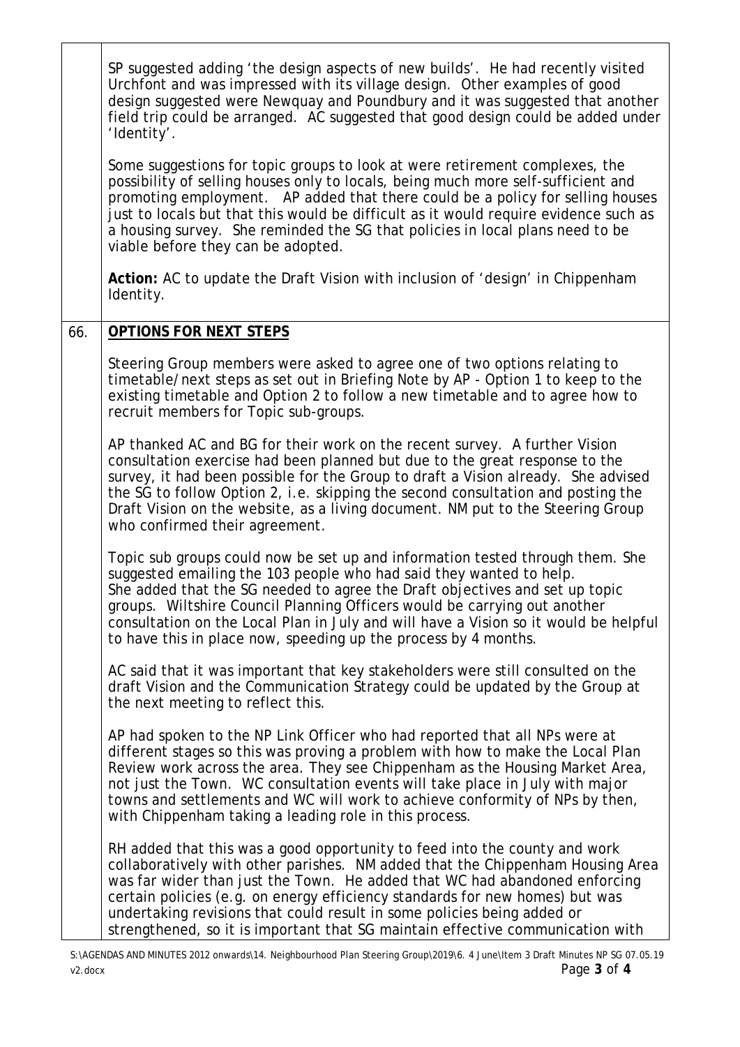|  |  |
|---|---|
|  | SP suggested adding 'the design aspects of new builds'. He had recently visited Urchfont and was impressed with its village design. Other examples of good design suggested were Newquay and Poundbury and it was suggested that another field trip could be arranged. AC suggested that good design could be added under 'Identity'.<br><br>Some suggestions for topic groups to look at were retirement complexes, the possibility of selling houses only to locals, being much more self-sufficient and promoting employment. AP added that there could be a policy for selling houses just to locals but that this would be difficult as it would require evidence such as a housing survey. She reminded the SG that policies in local plans need to be viable before they can be adopted.<br><br>**Action:** AC to update the Draft Vision with inclusion of 'design' in Chippenham Identity. |
| 66. | **OPTIONS FOR NEXT STEPS**<br><br>Steering Group members were asked to agree one of two options relating to timetable/next steps as set out in Briefing Note by AP - Option 1 to keep to the existing timetable and Option 2 to follow a new timetable and to agree how to recruit members for Topic sub-groups.<br><br>AP thanked AC and BG for their work on the recent survey. A further Vision consultation exercise had been planned but due to the great response to the survey, it had been possible for the Group to draft a Vision already. She advised the SG to follow Option 2, i.e. skipping the second consultation and posting the Draft Vision on the website, as a living document. NM put to the Steering Group who confirmed their agreement.<br><br>Topic sub groups could now be set up and information tested through them. She suggested emailing the 103 people who had said they wanted to help. She added that the SG needed to agree the Draft objectives and set up topic groups. Wiltshire Council Planning Officers would be carrying out another consultation on the Local Plan in July and will have a Vision so it would be helpful to have this in place now, speeding up the process by 4 months.<br><br>AC said that it was important that key stakeholders were still consulted on the draft Vision and the Communication Strategy could be updated by the Group at the next meeting to reflect this.<br><br>AP had spoken to the NP Link Officer who had reported that all NPs were at different stages so this was proving a problem with how to make the Local Plan Review work across the area. They see Chippenham as the Housing Market Area, not just the Town. WC consultation events will take place in July with major towns and settlements and WC will work to achieve conformity of NPs by then, with Chippenham taking a leading role in this process.<br><br>RH added that this was a good opportunity to feed into the county and work collaboratively with other parishes. NM added that the Chippenham Housing Area was far wider than just the Town. He added that WC had abandoned enforcing certain policies (e.g. on energy efficiency standards for new homes) but was undertaking revisions that could result in some policies being added or strengthened, so it is important that SG maintain effective communication with |

S:\AGENDAS AND MINUTES 2012 onwards\14. Neighbourhood Plan Steering Group\2019\6. 4 June\Item 3 Draft Minutes NP SG 07.05.19 v2.docx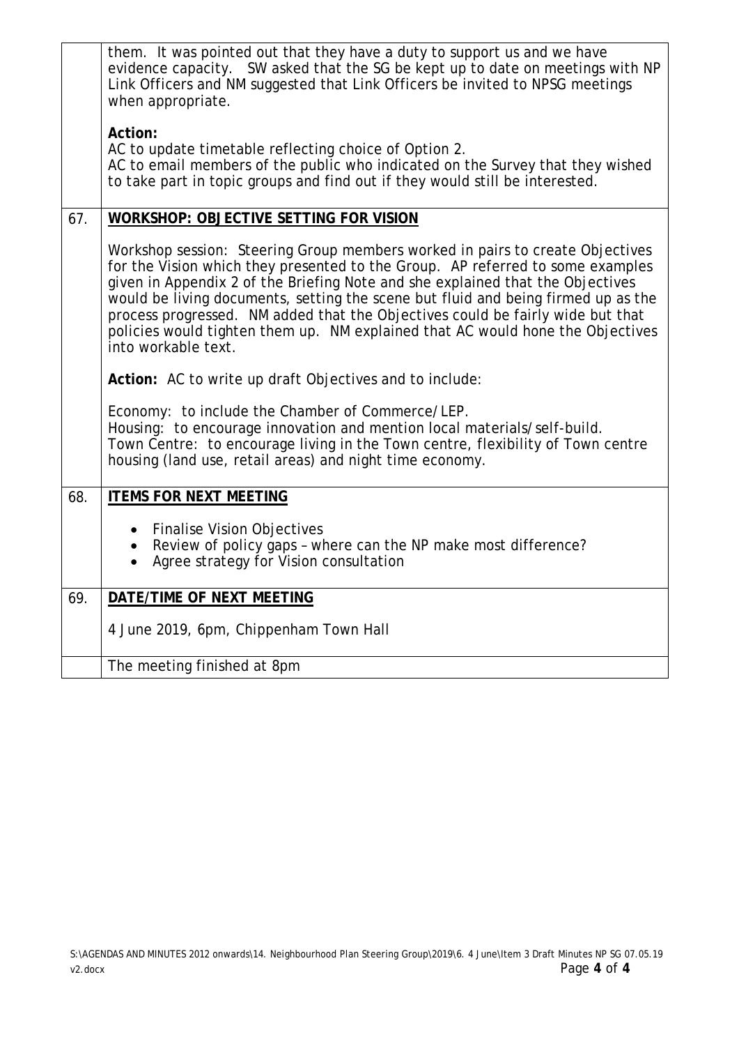| | |
|---|---|
| | them. It was pointed out that they have a duty to support us and we have evidence capacity. SW asked that the SG be kept up to date on meetings with NP Link Officers and NM suggested that Link Officers be invited to NPSG meetings when appropriate.<br><br>**Action:**<br>AC to update timetable reflecting choice of Option 2.<br>AC to email members of the public who indicated on the Survey that they wished to take part in topic groups and find out if they would still be interested. |
| 67. | **<u>WORKSHOP: OBJECTIVE SETTING FOR VISION</u>**<br><br>Workshop session: Steering Group members worked in pairs to create Objectives for the Vision which they presented to the Group. AP referred to some examples given in Appendix 2 of the Briefing Note and she explained that the Objectives would be living documents, setting the scene but fluid and being firmed up as the process progressed. NM added that the Objectives could be fairly wide but that policies would tighten them up. NM explained that AC would hone the Objectives into workable text.<br><br>**Action:** AC to write up draft Objectives and to include:<br><br>Economy: to include the Chamber of Commerce/LEP.<br>Housing: to encourage innovation and mention local materials/self-build.<br>Town Centre: to encourage living in the Town centre, flexibility of Town centre housing (land use, retail areas) and night time economy. |
| 68. | **<u>ITEMS FOR NEXT MEETING</u>**<br><br>• Finalise Vision Objectives<br>• Review of policy gaps – where can the NP make most difference?<br>• Agree strategy for Vision consultation |
| 69. | **<u>DATE/TIME OF NEXT MEETING</u>**<br><br>4 June 2019, 6pm, Chippenham Town Hall |
| | The meeting finished at 8pm |

S:\AGENDAS AND MINUTES 2012 onwards\14. Neighbourhood Plan Steering Group\2019\6. 4 June\Item 3 Draft Minutes NP SG 07.05.19 v2.docx